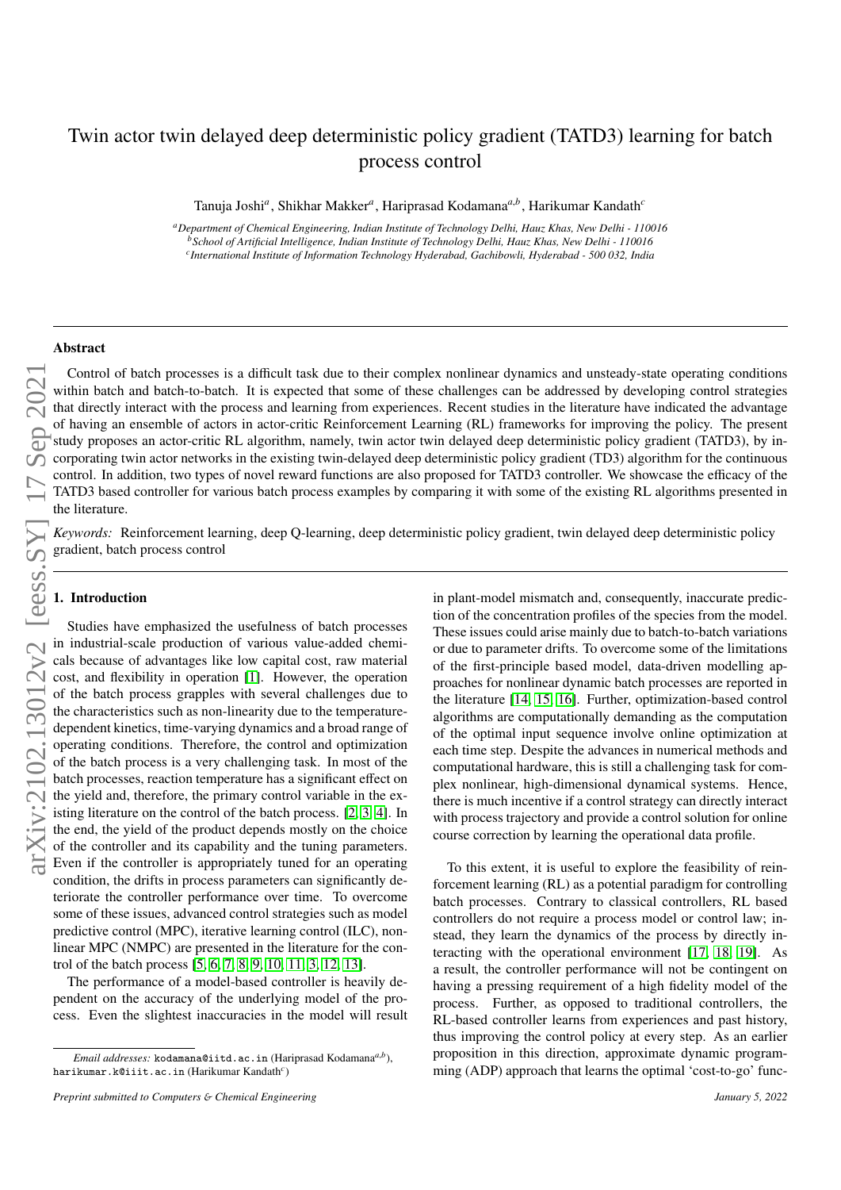# Twin actor twin delayed deep deterministic policy gradient (TATD3) learning for batch process control

Tanuja Joshi[a], Shikhar Makker[a], Hariprasad Kodamana[a,b], Harikumar Kandath[c]

[a]*Department of Chemical Engineering, Indian Institute of Technology Delhi, Hauz Khas, New Delhi - 110016*
[b]*School of Artificial Intelligence, Indian Institute of Technology Delhi, Hauz Khas, New Delhi - 110016*
[c]*International Institute of Information Technology Hyderabad, Gachibowli, Hyderabad - 500 032, India*

## Abstract

Control of batch processes is a difficult task due to their complex nonlinear dynamics and unsteady-state operating conditions within batch and batch-to-batch. It is expected that some of these challenges can be addressed by developing control strategies that directly interact with the process and learning from experiences. Recent studies in the literature have indicated the advantage of having an ensemble of actors in actor-critic Reinforcement Learning (RL) frameworks for improving the policy. The present study proposes an actor-critic RL algorithm, namely, twin actor twin delayed deep deterministic policy gradient (TATD3), by incorporating twin actor networks in the existing twin-delayed deep deterministic policy gradient (TD3) algorithm for the continuous control. In addition, two types of novel reward functions are also proposed for TATD3 controller. We showcase the efficacy of the TATD3 based controller for various batch process examples by comparing it with some of the existing RL algorithms presented in the literature.

*Keywords:* Reinforcement learning, deep Q-learning, deep deterministic policy gradient, twin delayed deep deterministic policy gradient, batch process control

## 1. Introduction

Studies have emphasized the usefulness of batch processes in industrial-scale production of various value-added chemicals because of advantages like low capital cost, raw material cost, and flexibility in operation [1]. However, the operation of the batch process grapples with several challenges due to the characteristics such as non-linearity due to the temperature-dependent kinetics, time-varying dynamics and a broad range of operating conditions. Therefore, the control and optimization of the batch process is a very challenging task. In most of the batch processes, reaction temperature has a significant effect on the yield and, therefore, the primary control variable in the existing literature on the control of the batch process. [2, 3, 4]. In the end, the yield of the product depends mostly on the choice of the controller and its capability and the tuning parameters. Even if the controller is appropriately tuned for an operating condition, the drifts in process parameters can significantly deteriorate the controller performance over time. To overcome some of these issues, advanced control strategies such as model predictive control (MPC), iterative learning control (ILC), nonlinear MPC (NMPC) are presented in the literature for the control of the batch process [5, 6, 7, 8, 9, 10, 11, 3, 12, 13].

The performance of a model-based controller is heavily dependent on the accuracy of the underlying model of the process. Even the slightest inaccuracies in the model will result in plant-model mismatch and, consequently, inaccurate prediction of the concentration profiles of the species from the model. These issues could arise mainly due to batch-to-batch variations or due to parameter drifts. To overcome some of the limitations of the first-principle based model, data-driven modelling approaches for nonlinear dynamic batch processes are reported in the literature [14, 15, 16]. Further, optimization-based control algorithms are computationally demanding as the computation of the optimal input sequence involve online optimization at each time step. Despite the advances in numerical methods and computational hardware, this is still a challenging task for complex nonlinear, high-dimensional dynamical systems. Hence, there is much incentive if a control strategy can directly interact with process trajectory and provide a control solution for online course correction by learning the operational data profile.

To this extent, it is useful to explore the feasibility of reinforcement learning (RL) as a potential paradigm for controlling batch processes. Contrary to classical controllers, RL based controllers do not require a process model or control law; instead, they learn the dynamics of the process by directly interacting with the operational environment [17, 18, 19]. As a result, the controller performance will not be contingent on having a pressing requirement of a high fidelity model of the process. Further, as opposed to traditional controllers, the RL-based controller learns from experiences and past history, thus improving the control policy at every step. As an earlier proposition in this direction, approximate dynamic programming (ADP) approach that learns the optimal 'cost-to-go' func-

*Email addresses:* kodamana@iitd.ac.in (Hariprasad Kodamana[a,b]), harikumar.k@iiit.ac.in (Harikumar Kandath[c])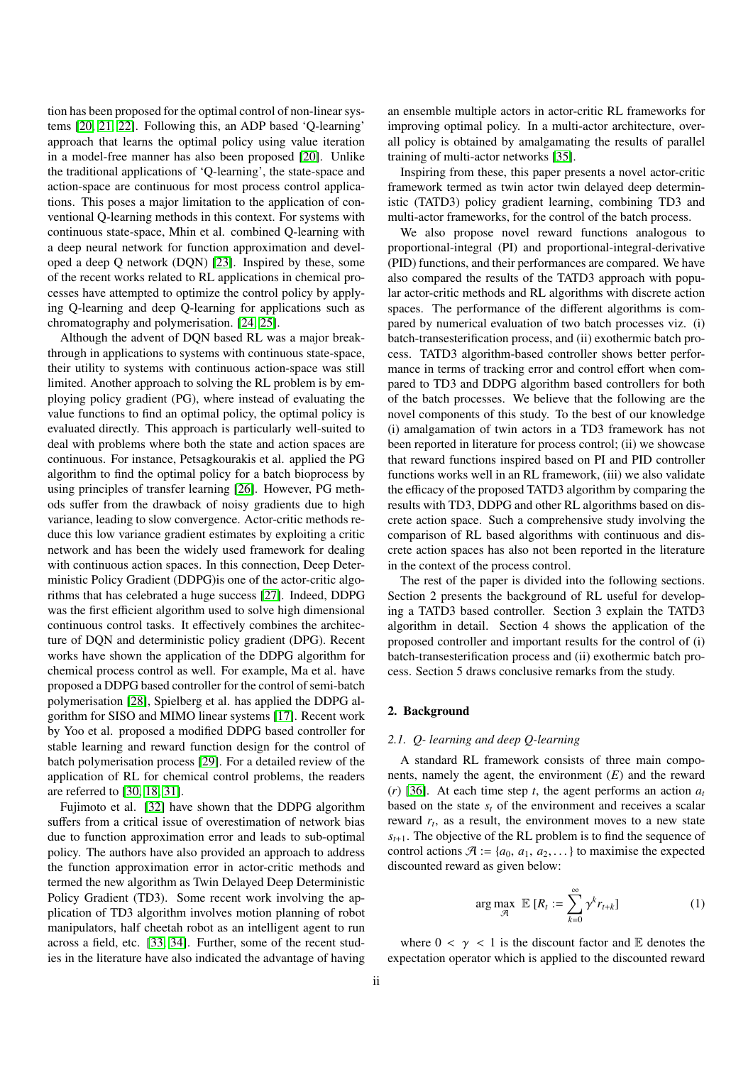tion has been proposed for the optimal control of non-linear systems [20, 21, 22]. Following this, an ADP based 'Q-learning' approach that learns the optimal policy using value iteration in a model-free manner has also been proposed [20]. Unlike the traditional applications of 'Q-learning', the state-space and action-space are continuous for most process control applications. This poses a major limitation to the application of conventional Q-learning methods in this context. For systems with continuous state-space, Mhin et al. combined Q-learning with a deep neural network for function approximation and developed a deep Q network (DQN) [23]. Inspired by these, some of the recent works related to RL applications in chemical processes have attempted to optimize the control policy by applying Q-learning and deep Q-learning for applications such as chromatography and polymerisation. [24, 25].

Although the advent of DQN based RL was a major breakthrough in applications to systems with continuous state-space, their utility to systems with continuous action-space was still limited. Another approach to solving the RL problem is by employing policy gradient (PG), where instead of evaluating the value functions to find an optimal policy, the optimal policy is evaluated directly. This approach is particularly well-suited to deal with problems where both the state and action spaces are continuous. For instance, Petsagkourakis et al. applied the PG algorithm to find the optimal policy for a batch bioprocess by using principles of transfer learning [26]. However, PG methods suffer from the drawback of noisy gradients due to high variance, leading to slow convergence. Actor-critic methods reduce this low variance gradient estimates by exploiting a critic network and has been the widely used framework for dealing with continuous action spaces. In this connection, Deep Deterministic Policy Gradient (DDPG)is one of the actor-critic algorithms that has celebrated a huge success [27]. Indeed, DDPG was the first efficient algorithm used to solve high dimensional continuous control tasks. It effectively combines the architecture of DQN and deterministic policy gradient (DPG). Recent works have shown the application of the DDPG algorithm for chemical process control as well. For example, Ma et al. have proposed a DDPG based controller for the control of semi-batch polymerisation [28], Spielberg et al. has applied the DDPG algorithm for SISO and MIMO linear systems [17]. Recent work by Yoo et al. proposed a modified DDPG based controller for stable learning and reward function design for the control of batch polymerisation process [29]. For a detailed review of the application of RL for chemical control problems, the readers are referred to [30, 18, 31].

Fujimoto et al. [32] have shown that the DDPG algorithm suffers from a critical issue of overestimation of network bias due to function approximation error and leads to sub-optimal policy. The authors have also provided an approach to address the function approximation error in actor-critic methods and termed the new algorithm as Twin Delayed Deep Deterministic Policy Gradient (TD3). Some recent work involving the application of TD3 algorithm involves motion planning of robot manipulators, half cheetah robot as an intelligent agent to run across a field, etc. [33, 34]. Further, some of the recent studies in the literature have also indicated the advantage of having an ensemble multiple actors in actor-critic RL frameworks for improving optimal policy. In a multi-actor architecture, overall policy is obtained by amalgamating the results of parallel training of multi-actor networks [35].

Inspiring from these, this paper presents a novel actor-critic framework termed as twin actor twin delayed deep deterministic (TATD3) policy gradient learning, combining TD3 and multi-actor frameworks, for the control of the batch process.

We also propose novel reward functions analogous to proportional-integral (PI) and proportional-integral-derivative (PID) functions, and their performances are compared. We have also compared the results of the TATD3 approach with popular actor-critic methods and RL algorithms with discrete action spaces. The performance of the different algorithms is compared by numerical evaluation of two batch processes viz. (i) batch-transesterification process, and (ii) exothermic batch process. TATD3 algorithm-based controller shows better performance in terms of tracking error and control effort when compared to TD3 and DDPG algorithm based controllers for both of the batch processes. We believe that the following are the novel components of this study. To the best of our knowledge (i) amalgamation of twin actors in a TD3 framework has not been reported in literature for process control; (ii) we showcase that reward functions inspired based on PI and PID controller functions works well in an RL framework, (iii) we also validate the efficacy of the proposed TATD3 algorithm by comparing the results with TD3, DDPG and other RL algorithms based on discrete action space. Such a comprehensive study involving the comparison of RL based algorithms with continuous and discrete action spaces has also not been reported in the literature in the context of the process control.

The rest of the paper is divided into the following sections. Section 2 presents the background of RL useful for developing a TATD3 based controller. Section 3 explain the TATD3 algorithm in detail. Section 4 shows the application of the proposed controller and important results for the control of (i) batch-transesterification process and (ii) exothermic batch process. Section 5 draws conclusive remarks from the study.

## 2. Background

### 2.1. Q- learning and deep Q-learning

A standard RL framework consists of three main components, namely the agent, the environment ($E$) and the reward ($r$) [36]. At each time step $t$, the agent performs an action $a_t$ based on the state $s_t$ of the environment and receives a scalar reward $r_t$, as a result, the environment moves to a new state $s_{t+1}$. The objective of the RL problem is to find the sequence of control actions $\mathcal{A} := \{a_0, a_1, a_2, \dots\}$ to maximise the expected discounted reward as given below:

$$\arg\max_{\mathcal{A}} \ \mathbb{E}\ [R_t := \sum_{k=0}^{\infty} \gamma^k r_{t+k}] \tag{1}$$

where $0 < \gamma < 1$ is the discount factor and $\mathbb{E}$ denotes the expectation operator which is applied to the discounted reward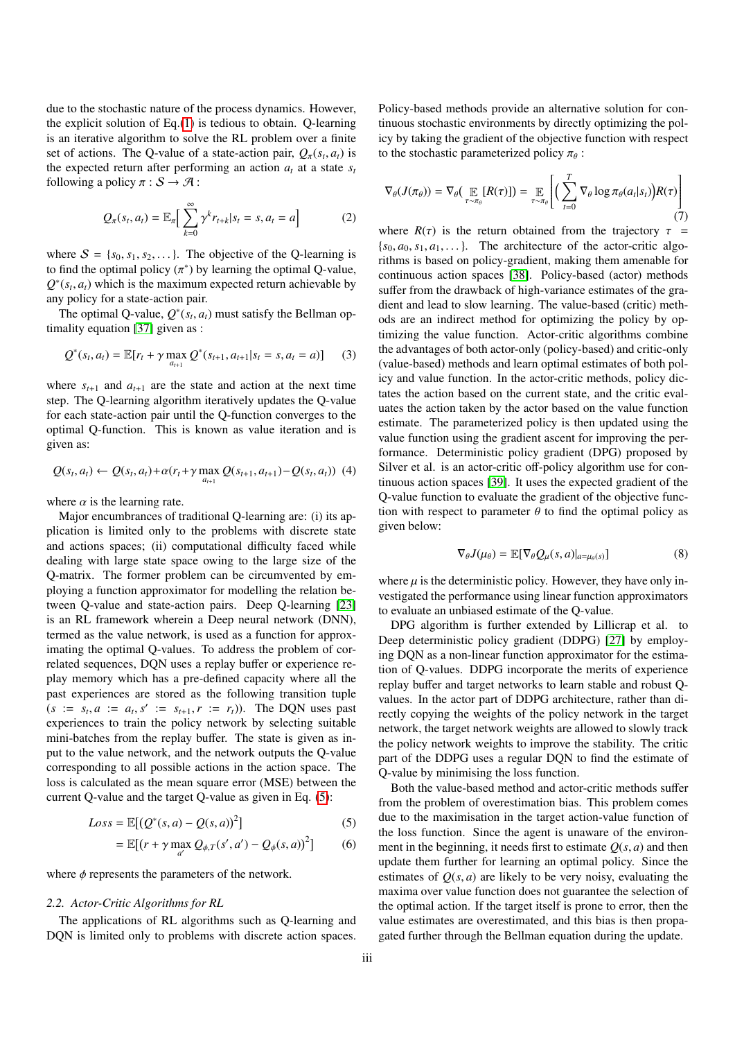due to the stochastic nature of the process dynamics. However, the explicit solution of Eq.(1) is tedious to obtain. Q-learning is an iterative algorithm to solve the RL problem over a finite set of actions. The Q-value of a state-action pair, $Q_\pi(s_t, a_t)$ is the expected return after performing an action $a_t$ at a state $s_t$ following a policy $\pi : \mathcal{S} \to \mathcal{A}$ :

$$Q_\pi(s_t, a_t) = \mathbb{E}_\pi\Big[\sum_{k=0}^{\infty} \gamma^k r_{t+k} | s_t = s, a_t = a\Big] \tag{2}$$

where $\mathcal{S} = \{s_0, s_1, s_2, \dots\}$. The objective of the Q-learning is to find the optimal policy ($\pi^*$) by learning the optimal Q-value, $Q^*(s_t, a_t)$ which is the maximum expected return achievable by any policy for a state-action pair.

The optimal Q-value, $Q^*(s_t, a_t)$ must satisfy the Bellman optimality equation [37] given as :

$$Q^*(s_t, a_t) = \mathbb{E}[r_t + \gamma \max_{a_{t+1}} Q^*(s_{t+1}, a_{t+1} | s_t = s, a_t = a)] \tag{3}$$

where $s_{t+1}$ and $a_{t+1}$ are the state and action at the next time step. The Q-learning algorithm iteratively updates the Q-value for each state-action pair until the Q-function converges to the optimal Q-function. This is known as value iteration and is given as:

$$Q(s_t, a_t) \leftarrow Q(s_t, a_t) + \alpha(r_t + \gamma \max_{a_{t+1}} Q(s_{t+1}, a_{t+1}) - Q(s_t, a_t)) \tag{4}$$

where $\alpha$ is the learning rate.

Major encumbrances of traditional Q-learning are: (i) its application is limited only to the problems with discrete state and actions spaces; (ii) computational difficulty faced while dealing with large state space owing to the large size of the Q-matrix. The former problem can be circumvented by employing a function approximator for modelling the relation between the Q-value and state-action pairs. Deep Q-learning [23] is an RL framework wherein a Deep neural network (DNN), termed as the value network, is used as a function for approximating the optimal Q-values. To address the problem of correlated sequences, DQN uses a replay buffer or experience replay memory which has a pre-defined capacity where all the past experiences are stored as the following transition tuple $(s := s_t, a := a_t, s' := s_{t+1}, r := r_t))$. The DQN uses past experiences to train the policy network by selecting suitable mini-batches from the replay buffer. The state is given as input to the value network, and the network outputs the Q-value corresponding to all possible actions in the action space. The loss is calculated as the mean square error (MSE) between the current Q-value and the target Q-value as given in Eq. (5):

$$Loss = \mathbb{E}[(Q^*(s, a) - Q(s, a))^2] \tag{5}$$

$$= \mathbb{E}[(r + \gamma \max_{a'} Q_{\phi,T}(s', a') - Q_\phi(s, a))^2] \tag{6}$$

where $\phi$ represents the parameters of the network.

### 2.2. Actor-Critic Algorithms for RL

The applications of RL algorithms such as Q-learning and DQN is limited only to problems with discrete action spaces. Policy-based methods provide an alternative solution for continuous stochastic environments by directly optimizing the policy by taking the gradient of the objective function with respect to the stochastic parameterized policy $\pi_\theta$ :

$$\nabla_\theta(J(\pi_\theta)) = \nabla_\theta(\mathop{\mathbb{E}}_{\tau\sim\pi_\theta}[R(\tau)]) = \mathop{\mathbb{E}}_{\tau\sim\pi_\theta}\left[\Big(\sum_{t=0}^{T} \nabla_\theta \log \pi_\theta(a_t|s_t)\Big) R(\tau)\right] \tag{7}$$

where $R(\tau)$ is the return obtained from the trajectory $\tau = \{s_0, a_0, s_1, a_1, \dots\}$. The architecture of the actor-critic algorithms is based on policy-gradient, making them amenable for continuous action spaces [38]. Policy-based (actor) methods suffer from the drawback of high-variance estimates of the gradient and lead to slow learning. The value-based (critic) methods are an indirect method for optimizing the policy by optimizing the value function. Actor-critic algorithms combine the advantages of both actor-only (policy-based) and critic-only (value-based) methods and learn optimal estimates of both policy and value function. In the actor-critic methods, policy dictates the action based on the current state, and the critic evaluates the action taken by the actor based on the value function estimate. The parameterized policy is then updated using the value function using the gradient ascent for improving the performance. Deterministic policy gradient (DPG) proposed by Silver et al. is an actor-critic off-policy algorithm use for continuous action spaces [39]. It uses the expected gradient of the Q-value function to evaluate the gradient of the objective function with respect to parameter $\theta$ to find the optimal policy as given below:

$$\nabla_\theta J(\mu_\theta) = \mathbb{E}[\nabla_\theta Q_\mu(s, a)|_{a=\mu_\theta(s)}] \tag{8}$$

where $\mu$ is the deterministic policy. However, they have only investigated the performance using linear function approximators to evaluate an unbiased estimate of the Q-value.

DPG algorithm is further extended by Lillicrap et al. to Deep deterministic policy gradient (DDPG) [27] by employing DQN as a non-linear function approximator for the estimation of Q-values. DDPG incorporate the merits of experience replay buffer and target networks to learn stable and robust Q-values. In the actor part of DDPG architecture, rather than directly copying the weights of the policy network in the target network, the target network weights are allowed to slowly track the policy network weights to improve the stability. The critic part of the DDPG uses a regular DQN to find the estimate of Q-value by minimising the loss function.

Both the value-based method and actor-critic methods suffer from the problem of overestimation bias. This problem comes due to the maximisation in the target action-value function of the loss function. Since the agent is unaware of the environment in the beginning, it needs first to estimate $Q(s, a)$ and then update them further for learning an optimal policy. Since the estimates of $Q(s, a)$ are likely to be very noisy, evaluating the maxima over value function does not guarantee the selection of the optimal action. If the target itself is prone to error, then the value estimates are overestimated, and this bias is then propagated further through the Bellman equation during the update.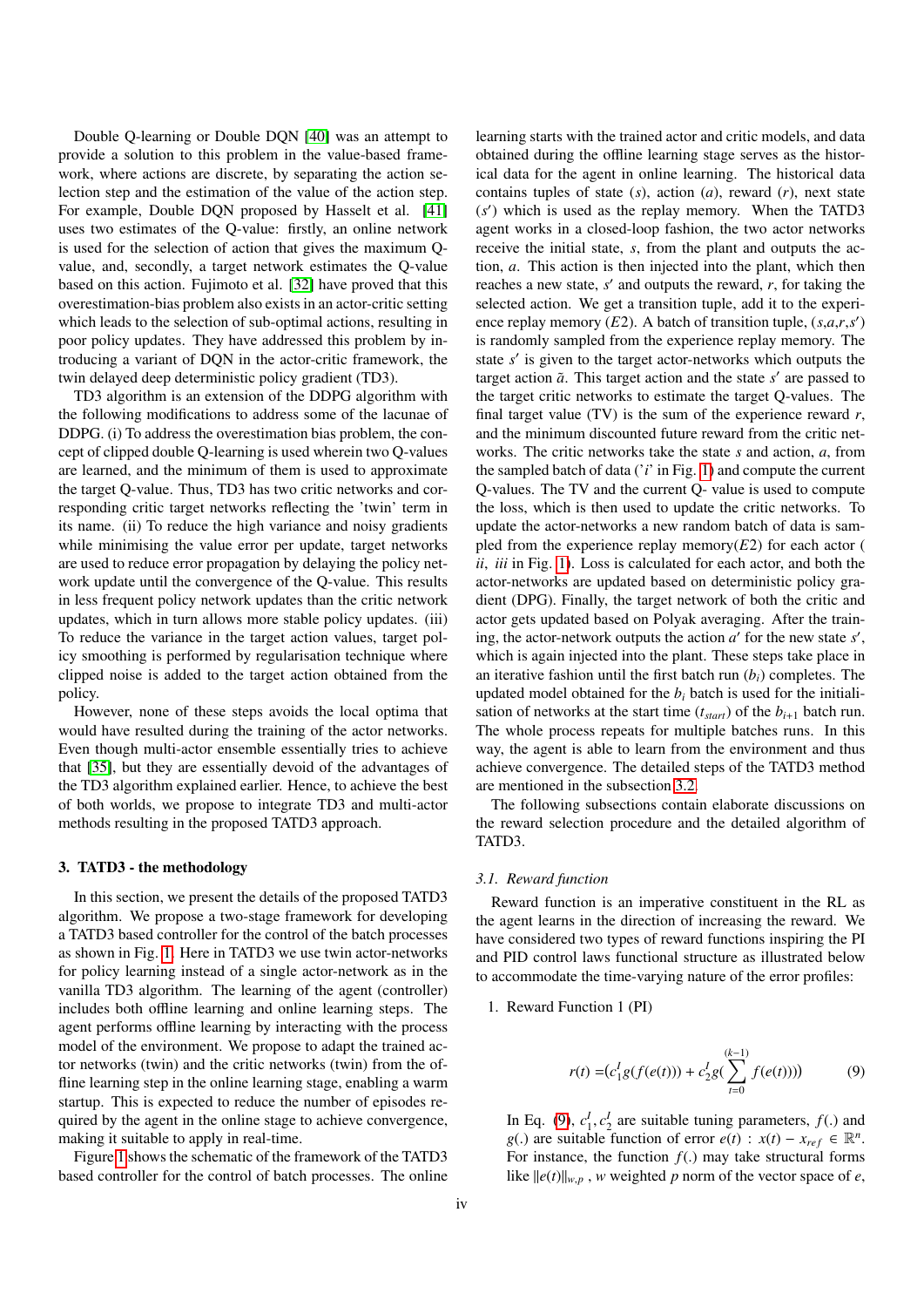Double Q-learning or Double DQN [40] was an attempt to provide a solution to this problem in the value-based framework, where actions are discrete, by separating the action selection step and the estimation of the value of the action step. For example, Double DQN proposed by Hasselt et al. [41] uses two estimates of the Q-value: firstly, an online network is used for the selection of action that gives the maximum Q-value, and, secondly, a target network estimates the Q-value based on this action. Fujimoto et al. [32] have proved that this overestimation-bias problem also exists in an actor-critic setting which leads to the selection of sub-optimal actions, resulting in poor policy updates. They have addressed this problem by introducing a variant of DQN in the actor-critic framework, the twin delayed deep deterministic policy gradient (TD3).

TD3 algorithm is an extension of the DDPG algorithm with the following modifications to address some of the lacunae of DDPG. (i) To address the overestimation bias problem, the concept of clipped double Q-learning is used wherein two Q-values are learned, and the minimum of them is used to approximate the target Q-value. Thus, TD3 has two critic networks and corresponding critic target networks reflecting the 'twin' term in its name. (ii) To reduce the high variance and noisy gradients while minimising the value error per update, target networks are used to reduce error propagation by delaying the policy network update until the convergence of the Q-value. This results in less frequent policy network updates than the critic network updates, which in turn allows more stable policy updates. (iii) To reduce the variance in the target action values, target policy smoothing is performed by regularisation technique where clipped noise is added to the target action obtained from the policy.

However, none of these steps avoids the local optima that would have resulted during the training of the actor networks. Even though multi-actor ensemble essentially tries to achieve that [35], but they are essentially devoid of the advantages of the TD3 algorithm explained earlier. Hence, to achieve the best of both worlds, we propose to integrate TD3 and multi-actor methods resulting in the proposed TATD3 approach.

## 3. TATD3 - the methodology

In this section, we present the details of the proposed TATD3 algorithm. We propose a two-stage framework for developing a TATD3 based controller for the control of the batch processes as shown in Fig. 1. Here in TATD3 we use twin actor-networks for policy learning instead of a single actor-network as in the vanilla TD3 algorithm. The learning of the agent (controller) includes both offline learning and online learning steps. The agent performs offline learning by interacting with the process model of the environment. We propose to adapt the trained actor networks (twin) and the critic networks (twin) from the offline learning step in the online learning stage, enabling a warm startup. This is expected to reduce the number of episodes required by the agent in the online stage to achieve convergence, making it suitable to apply in real-time.

Figure 1 shows the schematic of the framework of the TATD3 based controller for the control of batch processes. The online learning starts with the trained actor and critic models, and data obtained during the offline learning stage serves as the historical data for the agent in online learning. The historical data contains tuples of state ($s$), action ($a$), reward ($r$), next state ($s'$) which is used as the replay memory. When the TATD3 agent works in a closed-loop fashion, the two actor networks receive the initial state, $s$, from the plant and outputs the action, $a$. This action is then injected into the plant, which then reaches a new state, $s'$ and outputs the reward, $r$, for taking the selected action. We get a transition tuple, add it to the experience replay memory ($E2$). A batch of transition tuple, ($s$,$a$,$r$,$s'$) is randomly sampled from the experience replay memory. The state $s'$ is given to the target actor-networks which outputs the target action $\tilde{a}$. This target action and the state $s'$ are passed to the target critic networks to estimate the target Q-values. The final target value (TV) is the sum of the experience reward $r$, and the minimum discounted future reward from the critic networks. The critic networks take the state $s$ and action, $a$, from the sampled batch of data ('$i$' in Fig. 1) and compute the current Q-values. The TV and the current Q- value is used to compute the loss, which is then used to update the critic networks. To update the actor-networks a new random batch of data is sampled from the experience replay memory($E2$) for each actor ( $ii$, $iii$ in Fig. 1). Loss is calculated for each actor, and both the actor-networks are updated based on deterministic policy gradient (DPG). Finally, the target network of both the critic and actor gets updated based on Polyak averaging. After the training, the actor-network outputs the action $a'$ for the new state $s'$, which is again injected into the plant. These steps take place in an iterative fashion until the first batch run ($b_i$) completes. The updated model obtained for the $b_i$ batch is used for the initialisation of networks at the start time ($t_{start}$) of the $b_{i+1}$ batch run. The whole process repeats for multiple batches runs. In this way, the agent is able to learn from the environment and thus achieve convergence. The detailed steps of the TATD3 method are mentioned in the subsection 3.2.

The following subsections contain elaborate discussions on the reward selection procedure and the detailed algorithm of TATD3.

### 3.1. Reward function

Reward function is an imperative constituent in the RL as the agent learns in the direction of increasing the reward. We have considered two types of reward functions inspiring the PI and PID control laws functional structure as illustrated below to accommodate the time-varying nature of the error profiles:

1. Reward Function 1 (PI)

$$r(t) = (c_1^I g(f(e(t))) + c_2^I g(\sum_{t=0}^{(k-1)} f(e(t)))) \tag{9}$$

In Eq. (9), $c_1^I, c_2^I$ are suitable tuning parameters, $f(.)$ and $g(.)$ are suitable function of error $e(t) : x(t) - x_{ref} \in \mathbb{R}^n$. For instance, the function $f(.)$ may take structural forms like $\|e(t)\|_{w,p}$ , $w$ weighted $p$ norm of the vector space of $e$,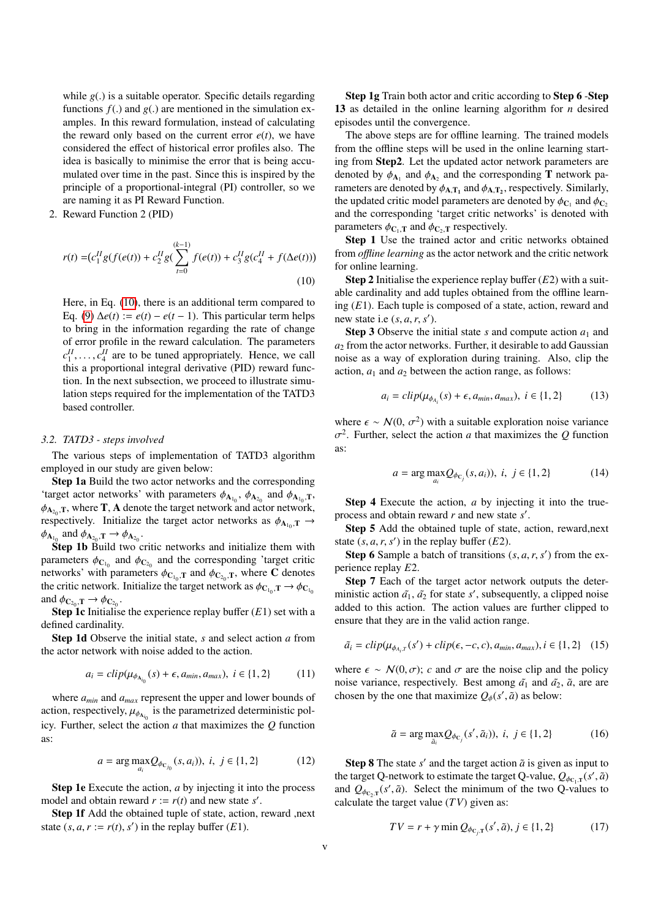while $g(.)$ is a suitable operator. Specific details regarding functions $f(.)$ and $g(.)$ are mentioned in the simulation examples. In this reward formulation, instead of calculating the reward only based on the current error $e(t)$, we have considered the effect of historical error profiles also. The idea is basically to minimise the error that is being accumulated over time in the past. Since this is inspired by the principle of a proportional-integral (PI) controller, so we are naming it as PI Reward Function.

2. Reward Function 2 (PID)

$$r(t) = (c_1^{II} g(f(e(t)) + c_2^{II} g(\sum_{t=0}^{(k-1)} f(e(t)) + c_3^{II} g(c_4^{II} + f(\Delta e(t))) \tag{10}$$

Here, in Eq. (10), there is an additional term compared to Eq. (9) $\Delta e(t) := e(t) - e(t-1)$. This particular term helps to bring in the information regarding the rate of change of error profile in the reward calculation. The parameters $c_1^{II}, \ldots, c_4^{II}$ are to be tuned appropriately. Hence, we call this a proportional integral derivative (PID) reward function. In the next subsection, we proceed to illustrate simulation steps required for the implementation of the TATD3 based controller.

### 3.2. TATD3 - steps involved

The various steps of implementation of TATD3 algorithm employed in our study are given below:

**Step 1a** Build the two actor networks and the corresponding 'target actor networks' with parameters $\phi_{\mathbf{A}_{1_0}}$, $\phi_{\mathbf{A}_{2_0}}$ and $\phi_{\mathbf{A}_{1_0},\mathbf{T}}$, $\phi_{\mathbf{A}_{2_0},\mathbf{T}}$, where $\mathbf{T}$, $\mathbf{A}$ denote the target network and actor network, respectively. Initialize the target actor networks as $\phi_{\mathbf{A}_{1_0},\mathbf{T}} \rightarrow \phi_{\mathbf{A}_{1_0}}$ and $\phi_{\mathbf{A}_{2_0},\mathbf{T}} \rightarrow \phi_{\mathbf{A}_{2_0}}$.

**Step 1b** Build two critic networks and initialize them with parameters $\phi_{\mathbf{C}_{1_0}}$ and $\phi_{\mathbf{C}_{2_0}}$ and the corresponding 'target critic networks' with parameters $\phi_{\mathbf{C}_{1_0},\mathbf{T}}$ and $\phi_{\mathbf{C}_{2_0},\mathbf{T}}$, where $\mathbf{C}$ denotes the critic network. Initialize the target network as $\phi_{\mathbf{C}_{1_0},\mathbf{T}} \rightarrow \phi_{\mathbf{C}_{1_0}}$ and $\phi_{\mathbf{C}_{2_0},\mathbf{T}} \rightarrow \phi_{\mathbf{C}_{2_0}}$.

**Step 1c** Initialise the experience replay buffer ($E1$) set with a defined cardinality.

**Step 1d** Observe the initial state, $s$ and select action $a$ from the actor network with noise added to the action.

$$a_i = clip(\mu_{\phi_{\mathbf{A}_{i_0}}}(s) + \epsilon, a_{min}, a_{max}),\ i \in \{1, 2\} \tag{11}$$

where $a_{min}$ and $a_{max}$ represent the upper and lower bounds of action, respectively, $\mu_{\phi_{\mathbf{A}_{i_0}}}$ is the parametrized deterministic policy. Further, select the action $a$ that maximizes the $Q$ function as:

$$a = \arg\max_{a_i} Q_{\phi_{\mathbf{C}_{j_0}}}(s, a_i)),\ i,\ j \in \{1, 2\} \tag{12}$$

**Step 1e** Execute the action, $a$ by injecting it into the process model and obtain reward $r := r(t)$ and new state $s'$.

**Step 1f** Add the obtained tuple of state, action, reward ,next state $(s, a, r := r(t), s')$ in the replay buffer ($E1$).

**Step 1g** Train both actor and critic according to **Step 6** -**Step 13** as detailed in the online learning algorithm for $n$ desired episodes until the convergence.

The above steps are for offline learning. The trained models from the offline steps will be used in the online learning starting from **Step2**. Let the updated actor network parameters are denoted by $\phi_{\mathbf{A}_1}$ and $\phi_{\mathbf{A}_2}$ and the corresponding $\mathbf{T}$ network parameters are denoted by $\phi_{\mathbf{A},\mathbf{T}_1}$ and $\phi_{\mathbf{A},\mathbf{T}_2}$, respectively. Similarly, the updated critic model parameters are denoted by $\phi_{\mathbf{C}_1}$ and $\phi_{\mathbf{C}_2}$ and the corresponding 'target critic networks' is denoted with parameters $\phi_{\mathbf{C}_1,\mathbf{T}}$ and $\phi_{\mathbf{C}_2,\mathbf{T}}$ respectively.

**Step 1** Use the trained actor and critic networks obtained from *offline learning* as the actor network and the critic network for online learning.

**Step 2** Initialise the experience replay buffer ($E2$) with a suitable cardinality and add tuples obtained from the offline learning ($E1$). Each tuple is composed of a state, action, reward and new state i.e $(s, a, r, s')$.

**Step 3** Observe the initial state $s$ and compute action $a_1$ and $a_2$ from the actor networks. Further, it desirable to add Gaussian noise as a way of exploration during training. Also, clip the action, $a_1$ and $a_2$ between the action range, as follows:

$$a_i = clip(\mu_{\phi_{A_i}}(s) + \epsilon, a_{min}, a_{max}),\ i \in \{1, 2\} \tag{13}$$

where $\epsilon \sim \mathcal{N}(0, \sigma^2)$ with a suitable exploration noise variance $\sigma^2$. Further, select the action $a$ that maximizes the $Q$ function as:

$$a = \arg\max_{a_i} Q_{\phi_{\mathbf{C}_j}}(s, a_i)),\ i,\ j \in \{1, 2\} \tag{14}$$

**Step 4** Execute the action, $a$ by injecting it into the true-process and obtain reward $r$ and new state $s'$.

**Step 5** Add the obtained tuple of state, action, reward,next state $(s, a, r, s')$ in the replay buffer ($E2$).

**Step 6** Sample a batch of transitions $(s, a, r, s')$ from the experience replay $E2$.

**Step 7** Each of the target actor network outputs the deterministic action $\tilde{a_1}$, $\tilde{a_2}$ for state $s'$, subsequently, a clipped noise added to this action. The action values are further clipped to ensure that they are in the valid action range.

$$\tilde{a_i} = clip(\mu_{\phi_{A_i,T}}(s') + clip(\epsilon, -c, c), a_{min}, a_{max}), i \in \{1, 2\} \tag{15}$$

where $\epsilon \sim \mathcal{N}(0, \sigma)$; $c$ and $\sigma$ are the noise clip and the policy noise variance, respectively. Best among $\tilde{a_1}$ and $\tilde{a_2}$, $\tilde{a}$, are are chosen by the one that maximize $Q_\phi(s', \tilde{a})$ as below:

$$\tilde{a} = \arg\max_{\tilde{a}_i} Q_{\phi_{\mathbf{C}_j}}(s', \tilde{a}_i)),\ i,\ j \in \{1, 2\} \tag{16}$$

**Step 8** The state $s'$ and the target action $\tilde{a}$ is given as input to the target Q-network to estimate the target Q-value, $Q_{\phi_{\mathbf{C}_1,\mathbf{T}}}(s', \tilde{a})$ and $Q_{\phi_{\mathbf{C}_2,\mathbf{T}}}(s', \tilde{a})$. Select the minimum of the two Q-values to calculate the target value ($TV$) given as:

$$TV = r + \gamma \min Q_{\phi_{\mathbf{C}_j,\mathbf{T}}}(s', \tilde{a}), j \in \{1, 2\} \tag{17}$$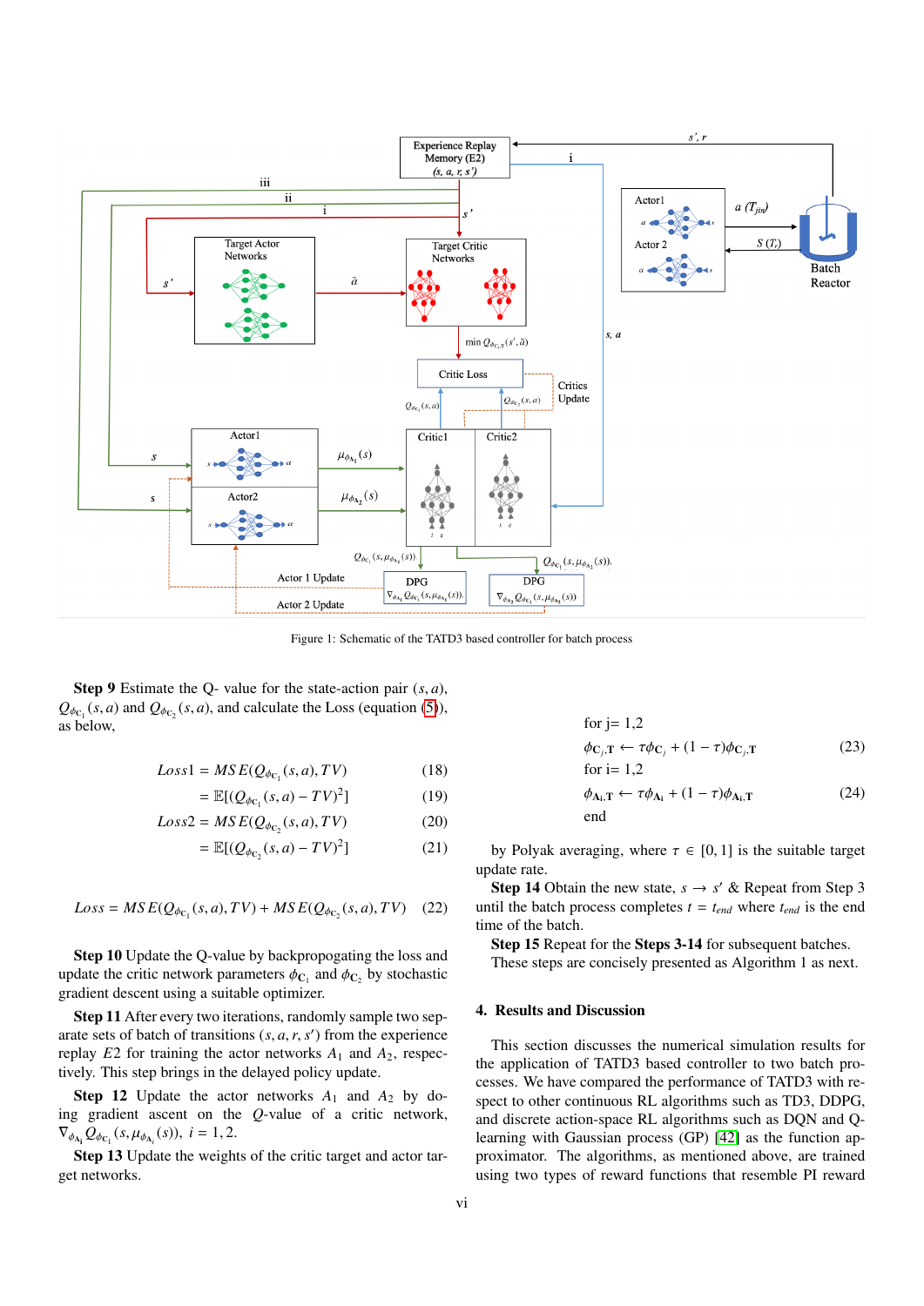Figure 1: Schematic of the TATD3 based controller for batch process

**Step 9** Estimate the Q- value for the state-action pair $(s, a)$, $Q_{\phi_{C_1}}(s, a)$ and $Q_{\phi_{C_2}}(s, a)$, and calculate the Loss (equation (5)), as below,

$$Loss1 = MSE(Q_{\phi_{C_1}}(s, a), TV) \tag{18}$$

$$= \mathbb{E}[(Q_{\phi_{C_1}}(s, a) - TV)^2] \tag{19}$$

$$Loss2 = MSE(Q_{\phi_{C_2}}(s, a), TV) \tag{20}$$

$$= \mathbb{E}[(Q_{\phi_{C_2}}(s, a) - TV)^2] \tag{21}$$

$$Loss = MSE(Q_{\phi_{C_1}}(s, a), TV) + MSE(Q_{\phi_{C_2}}(s, a), TV) \tag{22}$$

**Step 10** Update the Q-value by backpropogating the loss and update the critic network parameters $\phi_{C_1}$ and $\phi_{C_2}$ by stochastic gradient descent using a suitable optimizer.

**Step 11** After every two iterations, randomly sample two separate sets of batch of transitions $(s, a, r, s')$ from the experience replay $E2$ for training the actor networks $A_1$ and $A_2$, respectively. This step brings in the delayed policy update.

**Step 12** Update the actor networks $A_1$ and $A_2$ by doing gradient ascent on the $Q$-value of a critic network, $\nabla_{\phi_{A_i}} Q_{\phi_{C_1}}(s, \mu_{\phi_{A_i}}(s))$, $i = 1, 2$.

**Step 13** Update the weights of the critic target and actor target networks.

for j= 1,2

$$\phi_{\mathbf{C}_j,\mathbf{T}} \leftarrow \tau\phi_{\mathbf{C}_j} + (1 - \tau)\phi_{\mathbf{C}_j,\mathbf{T}} \tag{23}$$

for i= 1,2

$$\phi_{\mathbf{A_i},\mathbf{T}} \leftarrow \tau\phi_{\mathbf{A_i}} + (1 - \tau)\phi_{\mathbf{A_i},\mathbf{T}} \tag{24}$$

end

by Polyak averaging, where $\tau \in [0, 1]$ is the suitable target update rate.

**Step 14** Obtain the new state, $s \rightarrow s'$ & Repeat from Step 3 until the batch process completes $t = t_{end}$ where $t_{end}$ is the end time of the batch.

**Step 15** Repeat for the **Steps 3-14** for subsequent batches.

These steps are concisely presented as Algorithm 1 as next.

## 4. Results and Discussion

This section discusses the numerical simulation results for the application of TATD3 based controller to two batch processes. We have compared the performance of TATD3 with respect to other continuous RL algorithms such as TD3, DDPG, and discrete action-space RL algorithms such as DQN and Q-learning with Gaussian process (GP) [42] as the function approximator. The algorithms, as mentioned above, are trained using two types of reward functions that resemble PI reward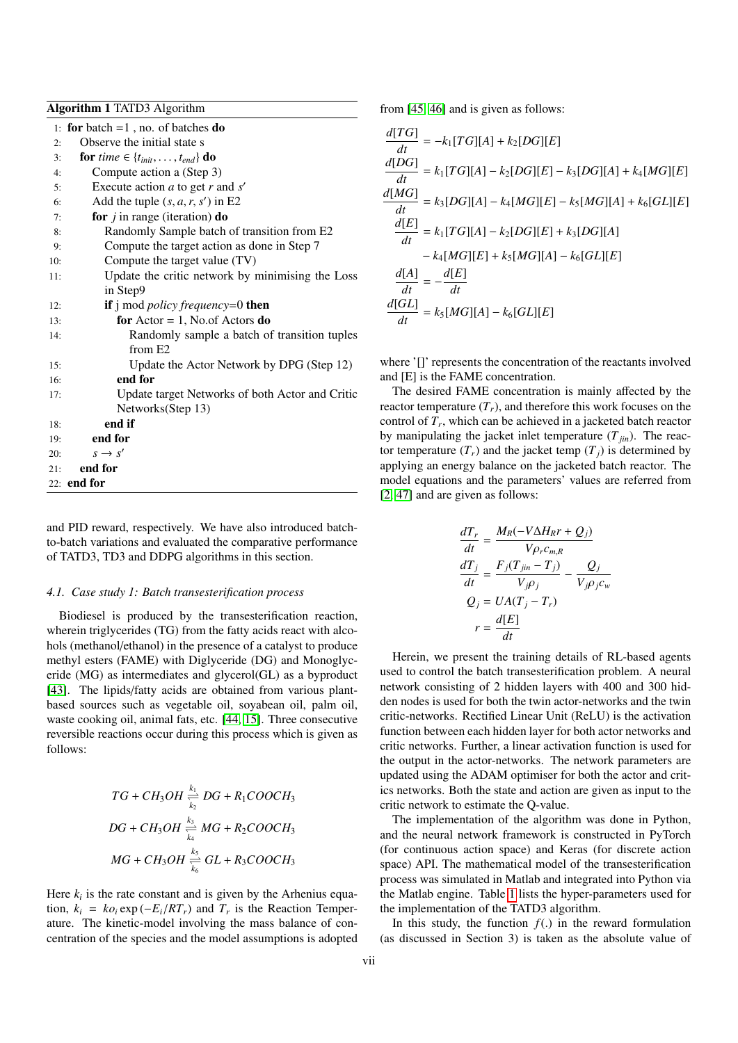**Algorithm 1** TATD3 Algorithm

```
1:  for batch =1 , no. of batches do
2:    Observe the initial state s
3:    for time ∈ {t_init, ..., t_end} do
4:      Compute action a (Step 3)
5:      Execute action a to get r and s'
6:      Add the tuple (s, a, r, s') in E2
7:      for j in range (iteration) do
8:        Randomly Sample batch of transition from E2
9:        Compute the target action as done in Step 7
10:       Compute the target value (TV)
11:       Update the critic network by minimising the Loss
          in Step9
12:       if j mod policy frequency=0 then
13:         for Actor = 1, No.of Actors do
14:           Randomly sample a batch of transition tuples
              from E2
15:           Update the Actor Network by DPG (Step 12)
16:         end for
17:         Update target Networks of both Actor and Critic
            Networks(Step 13)
18:       end if
19:     end for
20:     s → s'
21:   end for
22: end for
```

and PID reward, respectively. We have also introduced batch-to-batch variations and evaluated the comparative performance of TATD3, TD3 and DDPG algorithms in this section.

### 4.1. Case study 1: Batch transesterification process

Biodiesel is produced by the transesterification reaction, wherein triglycerides (TG) from the fatty acids react with alcohols (methanol/ethanol) in the presence of a catalyst to produce methyl esters (FAME) with Diglyceride (DG) and Monoglyceride (MG) as intermediates and glycerol(GL) as a byproduct [43]. The lipids/fatty acids are obtained from various plant-based sources such as vegetable oil, soyabean oil, palm oil, waste cooking oil, animal fats, etc. [44, 15]. Three consecutive reversible reactions occur during this process which is given as follows:

$$TG + CH_3OH \underset{k_2}{\overset{k_1}{\rightleftharpoons}} DG + R_1COOCH_3$$

$$DG + CH_3OH \underset{k_4}{\overset{k_3}{\rightleftharpoons}} MG + R_2COOCH_3$$

$$MG + CH_3OH \underset{k_6}{\overset{k_5}{\rightleftharpoons}} GL + R_3COOCH_3$$

Here $k_i$ is the rate constant and is given by the Arhenius equation, $k_i = ko_i \exp(-E_i/RT_r)$ and $T_r$ is the Reaction Temperature. The kinetic-model involving the mass balance of concentration of the species and the model assumptions is adopted from [45, 46] and is given as follows:

$$\begin{aligned}
\frac{d[TG]}{dt} &= -k_1[TG][A] + k_2[DG][E] \\
\frac{d[DG]}{dt} &= k_1[TG][A] - k_2[DG][E] - k_3[DG][A] + k_4[MG][E] \\
\frac{d[MG]}{dt} &= k_3[DG][A] - k_4[MG][E] - k_5[MG][A] + k_6[GL][E] \\
\frac{d[E]}{dt} &= k_1[TG][A] - k_2[DG][E] + k_3[DG][A] \\
&\quad - k_4[MG][E] + k_5[MG][A] - k_6[GL][E] \\
\frac{d[A]}{dt} &= -\frac{d[E]}{dt} \\
\frac{d[GL]}{dt} &= k_5[MG][A] - k_6[GL][E]
\end{aligned}$$

where '[]' represents the concentration of the reactants involved and [E] is the FAME concentration.

The desired FAME concentration is mainly affected by the reactor temperature ($T_r$), and therefore this work focuses on the control of $T_r$, which can be achieved in a jacketed batch reactor by manipulating the jacket inlet temperature ($T_{jin}$). The reactor temperature ($T_r$) and the jacket temp ($T_j$) is determined by applying an energy balance on the jacketed batch reactor. The model equations and the parameters' values are referred from [2, 47] and are given as follows:

$$\begin{aligned}
\frac{dT_r}{dt} &= \frac{M_R(-V\Delta H_R r + Q_j)}{V\rho_r c_{m,R}} \\
\frac{dT_j}{dt} &= \frac{F_j(T_{jin} - T_j)}{V_j\rho_j} - \frac{Q_j}{V_j\rho_j c_w} \\
Q_j &= UA(T_j - T_r) \\
r &= \frac{d[E]}{dt}
\end{aligned}$$

Herein, we present the training details of RL-based agents used to control the batch transesterification problem. A neural network consisting of 2 hidden layers with 400 and 300 hidden nodes is used for both the twin actor-networks and the twin critic-networks. Rectified Linear Unit (ReLU) is the activation function between each hidden layer for both actor networks and critic networks. Further, a linear activation function is used for the output in the actor-networks. The network parameters are updated using the ADAM optimiser for both the actor and critics networks. Both the state and action are given as input to the critic network to estimate the Q-value.

The implementation of the algorithm was done in Python, and the neural network framework is constructed in PyTorch (for continuous action space) and Keras (for discrete action space) API. The mathematical model of the transesterification process was simulated in Matlab and integrated into Python via the Matlab engine. Table 1 lists the hyper-parameters used for the implementation of the TATD3 algorithm.

In this study, the function $f(.)$ in the reward formulation (as discussed in Section 3) is taken as the absolute value of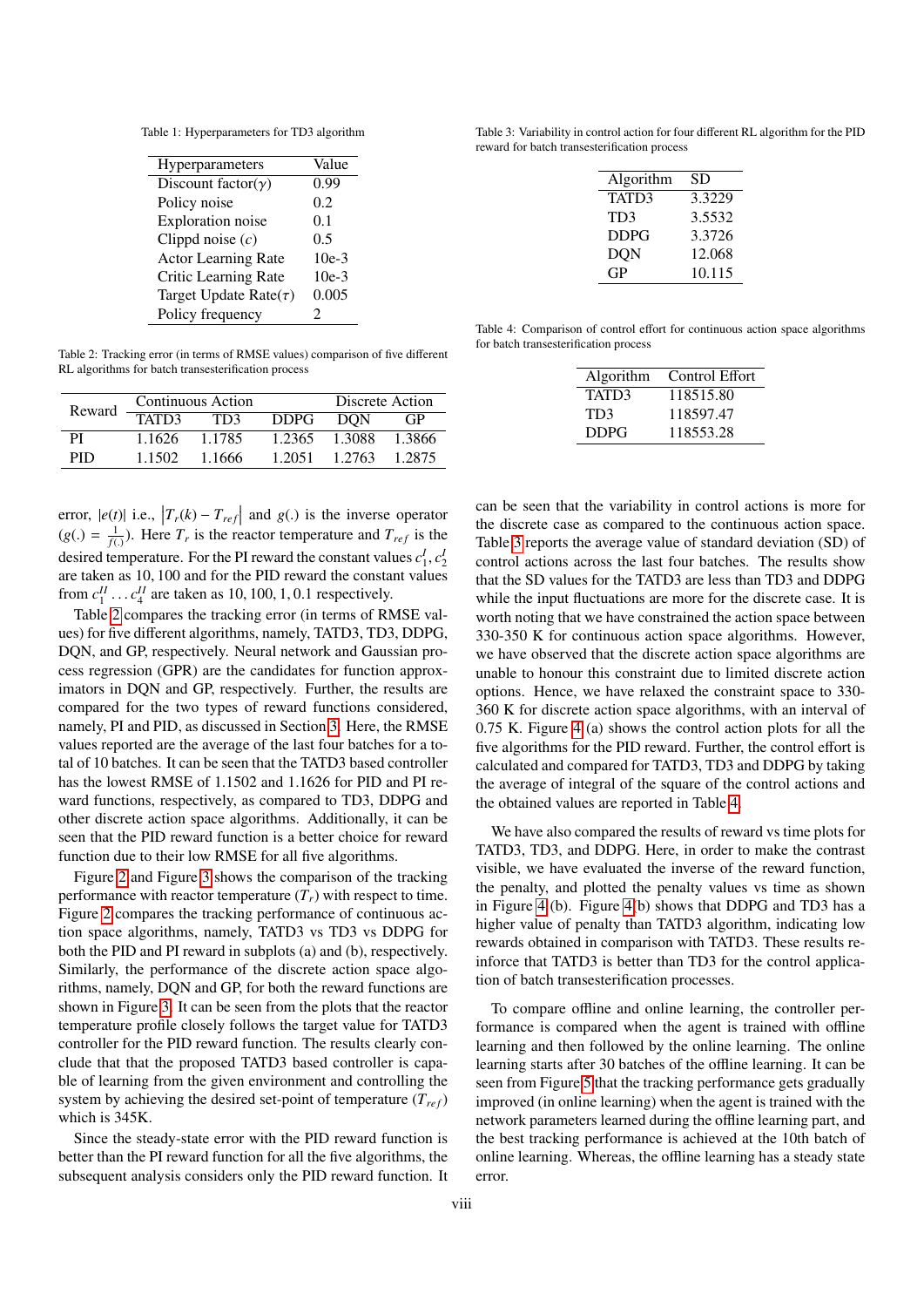Table 1: Hyperparameters for TD3 algorithm

| Hyperparameters | Value |
|---|---|
| Discount factor($\gamma$) | 0.99 |
| Policy noise | 0.2 |
| Exploration noise | 0.1 |
| Clippd noise ($c$) | 0.5 |
| Actor Learning Rate | 10e-3 |
| Critic Learning Rate | 10e-3 |
| Target Update Rate($\tau$) | 0.005 |
| Policy frequency | 2 |

Table 2: Tracking error (in terms of RMSE values) comparison of five different RL algorithms for batch transesterification process

| Reward | Continuous Action | | | Discrete Action | |
|---|---|---|---|---|---|
| | TATD3 | TD3 | DDPG | DQN | GP |
| PI | 1.1626 | 1.1785 | 1.2365 | 1.3088 | 1.3866 |
| PID | 1.1502 | 1.1666 | 1.2051 | 1.2763 | 1.2875 |

error, $|e(t)|$ i.e., $\left|T_r(k) - T_{ref}\right|$ and $g(.)$ is the inverse operator ($g(.) = \frac{1}{f(.)}$). Here $T_r$ is the reactor temperature and $T_{ref}$ is the desired temperature. For the PI reward the constant values $c_1^I, c_2^I$ are taken as 10, 100 and for the PID reward the constant values from $c_1^{II} \dots c_4^{II}$ are taken as 10, 100, 1, 0.1 respectively.

Table 2 compares the tracking error (in terms of RMSE values) for five different algorithms, namely, TATD3, TD3, DDPG, DQN, and GP, respectively. Neural network and Gaussian process regression (GPR) are the candidates for function approximators in DQN and GP, respectively. Further, the results are compared for the two types of reward functions considered, namely, PI and PID, as discussed in Section 3. Here, the RMSE values reported are the average of the last four batches for a total of 10 batches. It can be seen that the TATD3 based controller has the lowest RMSE of 1.1502 and 1.1626 for PID and PI reward functions, respectively, as compared to TD3, DDPG and other discrete action space algorithms. Additionally, it can be seen that the PID reward function is a better choice for reward function due to their low RMSE for all five algorithms.

Figure 2 and Figure 3 shows the comparison of the tracking performance with reactor temperature ($T_r$) with respect to time. Figure 2 compares the tracking performance of continuous action space algorithms, namely, TATD3 vs TD3 vs DDPG for both the PID and PI reward in subplots (a) and (b), respectively. Similarly, the performance of the discrete action space algorithms, namely, DQN and GP, for both the reward functions are shown in Figure 3. It can be seen from the plots that the reactor temperature profile closely follows the target value for TATD3 controller for the PID reward function. The results clearly conclude that that the proposed TATD3 based controller is capable of learning from the given environment and controlling the system by achieving the desired set-point of temperature ($T_{ref}$) which is 345K.

Since the steady-state error with the PID reward function is better than the PI reward function for all the five algorithms, the subsequent analysis considers only the PID reward function. It can be seen that the variability in control actions is more for the discrete case as compared to the continuous action space. Table 3 reports the average value of standard deviation (SD) of control actions across the last four batches. The results show that the SD values for the TATD3 are less than TD3 and DDPG while the input fluctuations are more for the discrete case. It is worth noting that we have constrained the action space between 330-350 K for continuous action space algorithms. However, we have observed that the discrete action space algorithms are unable to honour this constraint due to limited discrete action options. Hence, we have relaxed the constraint space to 330-360 K for discrete action space algorithms, with an interval of 0.75 K. Figure 4 (a) shows the control action plots for all the five algorithms for the PID reward. Further, the control effort is calculated and compared for TATD3, TD3 and DDPG by taking the average of integral of the square of the control actions and the obtained values are reported in Table 4.

Table 3: Variability in control action for four different RL algorithm for the PID reward for batch transesterification process

| Algorithm | SD |
|---|---|
| TATD3 | 3.3229 |
| TD3 | 3.5532 |
| DDPG | 3.3726 |
| DQN | 12.068 |
| GP | 10.115 |

Table 4: Comparison of control effort for continuous action space algorithms for batch transesterification process

| Algorithm | Control Effort |
|---|---|
| TATD3 | 118515.80 |
| TD3 | 118597.47 |
| DDPG | 118553.28 |

We have also compared the results of reward vs time plots for TATD3, TD3, and DDPG. Here, in order to make the contrast visible, we have evaluated the inverse of the reward function, the penalty, and plotted the penalty values vs time as shown in Figure 4 (b). Figure 4(b) shows that DDPG and TD3 has a higher value of penalty than TATD3 algorithm, indicating low rewards obtained in comparison with TATD3. These results reinforce that TATD3 is better than TD3 for the control application of batch transesterification processes.

To compare offline and online learning, the controller performance is compared when the agent is trained with offline learning and then followed by the online learning. The online learning starts after 30 batches of the offline learning. It can be seen from Figure 5 that the tracking performance gets gradually improved (in online learning) when the agent is trained with the network parameters learned during the offline learning part, and the best tracking performance is achieved at the 10th batch of online learning. Whereas, the offline learning has a steady state error.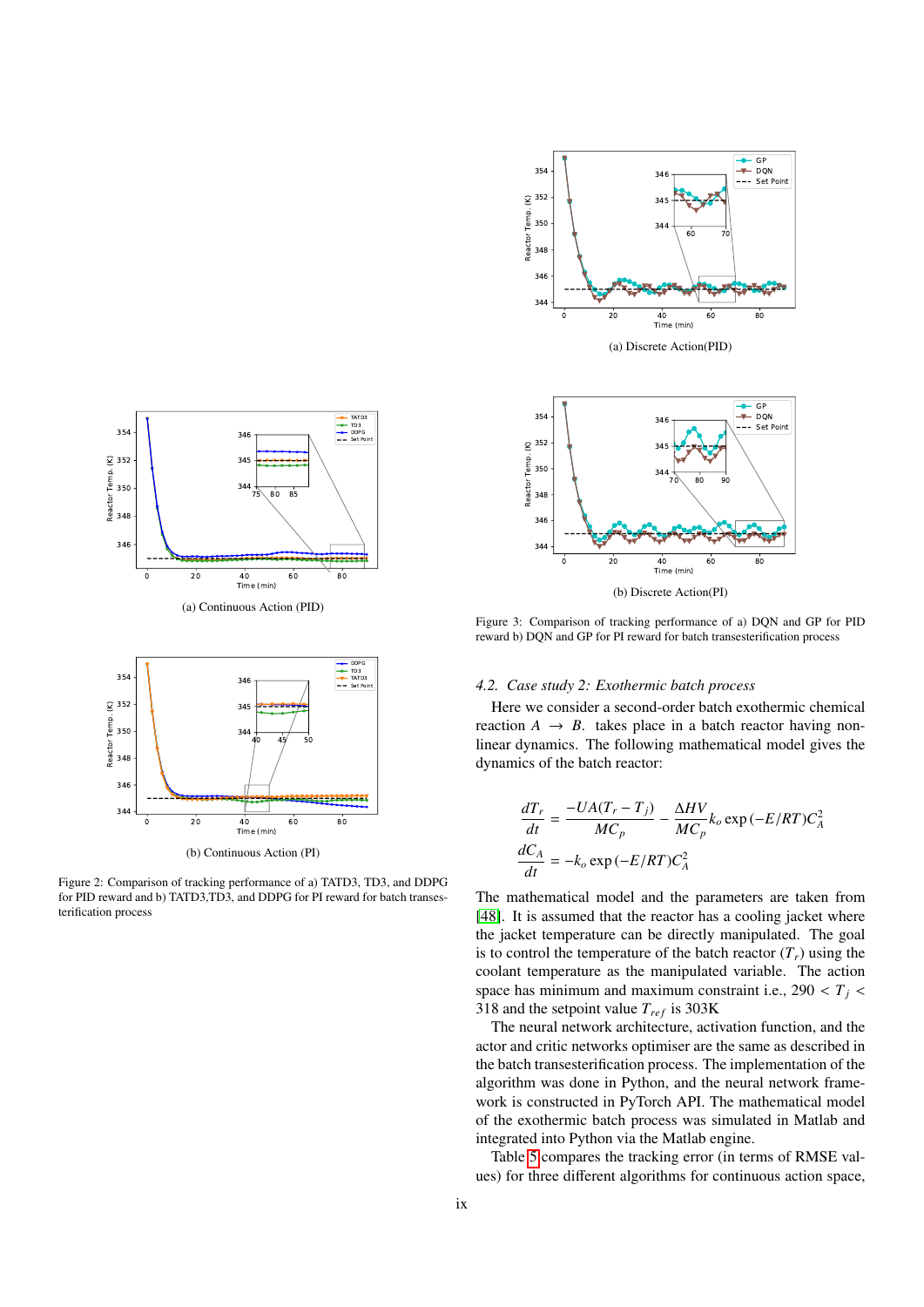(a) Continuous Action (PID)

(b) Continuous Action (PI)

Figure 2: Comparison of tracking performance of a) TATD3, TD3, and DDPG for PID reward and b) TATD3,TD3, and DDPG for PI reward for batch transesterification process

(a) Discrete Action(PID)

(b) Discrete Action(PI)

Figure 3: Comparison of tracking performance of a) DQN and GP for PID reward b) DQN and GP for PI reward for batch transesterification process

### 4.2. Case study 2: Exothermic batch process

Here we consider a second-order batch exothermic chemical reaction $A \rightarrow B$. takes place in a batch reactor having non-linear dynamics. The following mathematical model gives the dynamics of the batch reactor:

$$\frac{dT_r}{dt} = \frac{-UA(T_r - T_j)}{MC_p} - \frac{\Delta HV}{MC_p} k_o \exp\left(-E/RT\right) C_A^2$$

$$\frac{dC_A}{dt} = -k_o \exp\left(-E/RT\right) C_A^2$$

The mathematical model and the parameters are taken from [48]. It is assumed that the reactor has a cooling jacket where the jacket temperature can be directly manipulated. The goal is to control the temperature of the batch reactor ($T_r$) using the coolant temperature as the manipulated variable. The action space has minimum and maximum constraint i.e., $290 < T_j < 318$ and the setpoint value $T_{ref}$ is 303K

The neural network architecture, activation function, and the actor and critic networks optimiser are the same as described in the batch transesterification process. The implementation of the algorithm was done in Python, and the neural network framework is constructed in PyTorch API. The mathematical model of the exothermic batch process was simulated in Matlab and integrated into Python via the Matlab engine.

Table 5 compares the tracking error (in terms of RMSE values) for three different algorithms for continuous action space,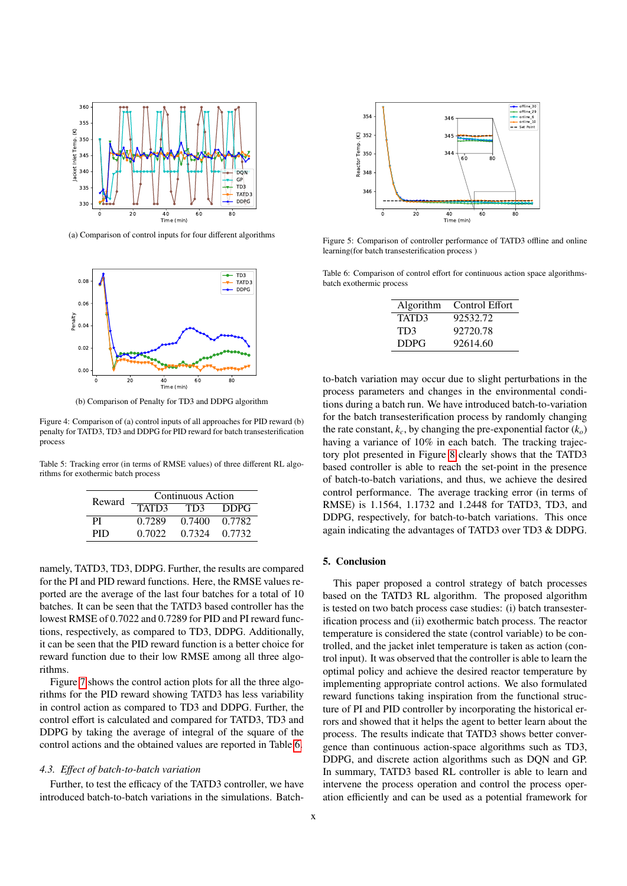(a) Comparison of control inputs for four different algorithms

(b) Comparison of Penalty for TD3 and DDPG algorithm

Figure 4: Comparison of (a) control inputs of all approaches for PID reward (b) penalty for TATD3, TD3 and DDPG for PID reward for batch transesterification process

Table 5: Tracking error (in terms of RMSE values) of three different RL algorithms for exothermic batch process

| Reward | Continuous Action | | |
|---|---|---|---|
| | TATD3 | TD3 | DDPG |
| PI | 0.7289 | 0.7400 | 0.7782 |
| PID | 0.7022 | 0.7324 | 0.7732 |

namely, TATD3, TD3, DDPG. Further, the results are compared for the PI and PID reward functions. Here, the RMSE values reported are the average of the last four batches for a total of 10 batches. It can be seen that the TATD3 based controller has the lowest RMSE of 0.7022 and 0.7289 for PID and PI reward functions, respectively, as compared to TD3, DDPG. Additionally, it can be seen that the PID reward function is a better choice for reward function due to their low RMSE among all three algorithms.

Figure 7 shows the control action plots for all the three algorithms for the PID reward showing TATD3 has less variability in control action as compared to TD3 and DDPG. Further, the control effort is calculated and compared for TATD3, TD3 and DDPG by taking the average of integral of the square of the control actions and the obtained values are reported in Table 6.

### *4.3. Effect of batch-to-batch variation*

Further, to test the efficacy of the TATD3 controller, we have introduced batch-to-batch variations in the simulations. Batch-to-batch variation may occur due to slight perturbations in the process parameters and changes in the environmental conditions during a batch run. We have introduced batch-to-variation for the batch transesterification process by randomly changing the rate constant, $k_c$, by changing the pre-exponential factor ($k_o$) having a variance of 10% in each batch. The tracking trajectory plot presented in Figure 8 clearly shows that the TATD3 based controller is able to reach the set-point in the presence of batch-to-batch variations, and thus, we achieve the desired control performance. The average tracking error (in terms of RMSE) is 1.1564, 1.1732 and 1.2448 for TATD3, TD3, and DDPG, respectively, for batch-to-batch variations. This once again indicating the advantages of TATD3 over TD3 & DDPG.

Figure 5: Comparison of controller performance of TATD3 offline and online learning(for batch transesterification process )

Table 6: Comparison of control effort for continuous action space algorithms-batch exothermic process

| Algorithm | Control Effort |
|---|---|
| TATD3 | 92532.72 |
| TD3 | 92720.78 |
| DDPG | 92614.60 |

## 5. Conclusion

This paper proposed a control strategy of batch processes based on the TATD3 RL algorithm. The proposed algorithm is tested on two batch process case studies: (i) batch transesterification process and (ii) exothermic batch process. The reactor temperature is considered the state (control variable) to be controlled, and the jacket inlet temperature is taken as action (control input). It was observed that the controller is able to learn the optimal policy and achieve the desired reactor temperature by implementing appropriate control actions. We also formulated reward functions taking inspiration from the functional structure of PI and PID controller by incorporating the historical errors and showed that it helps the agent to better learn about the process. The results indicate that TATD3 shows better convergence than continuous action-space algorithms such as TD3, DDPG, and discrete action algorithms such as DQN and GP. In summary, TATD3 based RL controller is able to learn and intervene the process operation and control the process operation efficiently and can be used as a potential framework for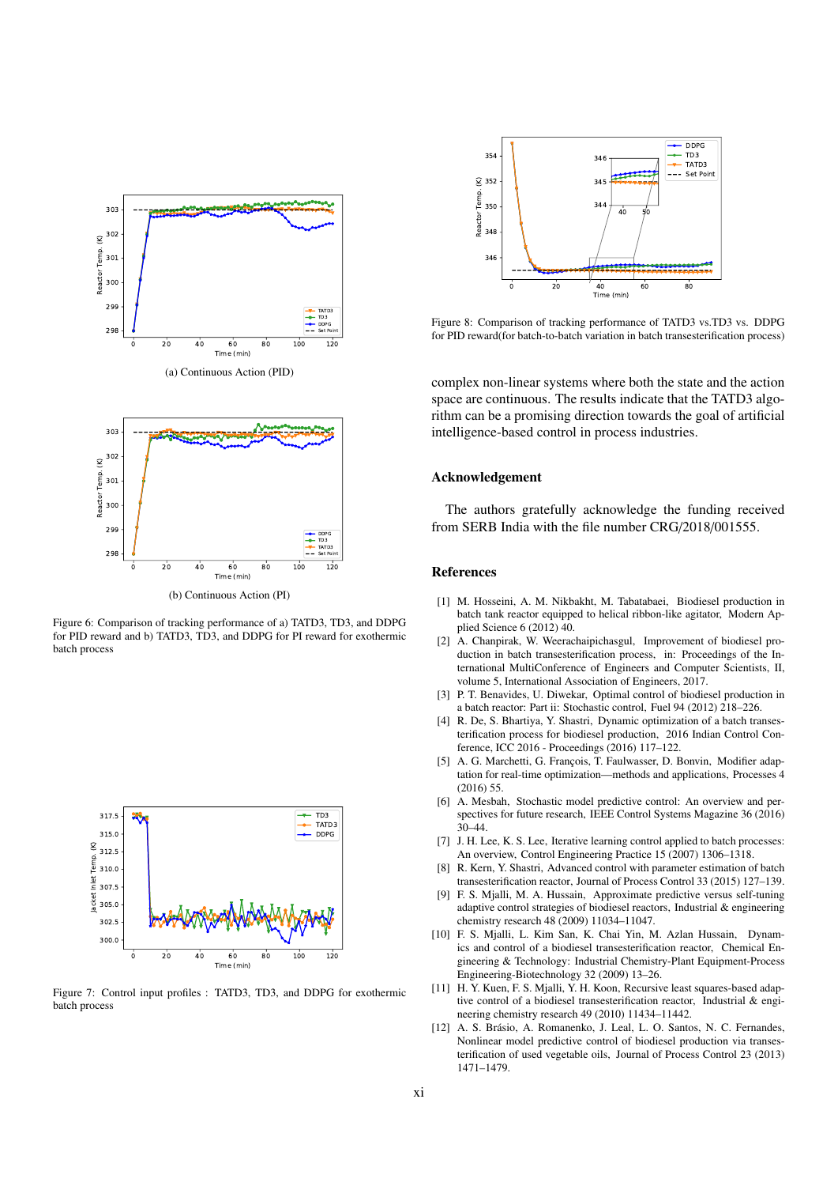(a) Continuous Action (PID)

(b) Continuous Action (PI)

Figure 6: Comparison of tracking performance of a) TATD3, TD3, and DDPG for PID reward and b) TATD3, TD3, and DDPG for PI reward for exothermic batch process

Figure 7: Control input profiles : TATD3, TD3, and DDPG for exothermic batch process

Figure 8: Comparison of tracking performance of TATD3 vs.TD3 vs. DDPG for PID reward(for batch-to-batch variation in batch transesterification process)

complex non-linear systems where both the state and the action space are continuous. The results indicate that the TATD3 algorithm can be a promising direction towards the goal of artificial intelligence-based control in process industries.

## Acknowledgement

The authors gratefully acknowledge the funding received from SERB India with the file number CRG/2018/001555.

## References

[1] M. Hosseini, A. M. Nikbakht, M. Tabatabaei, Biodiesel production in batch tank reactor equipped to helical ribbon-like agitator, Modern Applied Science 6 (2012) 40.

[2] A. Chanpirak, W. Weerachaipichasgul, Improvement of biodiesel production in batch transesterification process, in: Proceedings of the International MultiConference of Engineers and Computer Scientists, II, volume 5, International Association of Engineers, 2017.

[3] P. T. Benavides, U. Diwekar, Optimal control of biodiesel production in a batch reactor: Part ii: Stochastic control, Fuel 94 (2012) 218–226.

[4] R. De, S. Bhartiya, Y. Shastri, Dynamic optimization of a batch transesterification process for biodiesel production, 2016 Indian Control Conference, ICC 2016 - Proceedings (2016) 117–122.

[5] A. G. Marchetti, G. François, T. Faulwasser, D. Bonvin, Modifier adaptation for real-time optimization—methods and applications, Processes 4 (2016) 55.

[6] A. Mesbah, Stochastic model predictive control: An overview and perspectives for future research, IEEE Control Systems Magazine 36 (2016) 30–44.

[7] J. H. Lee, K. S. Lee, Iterative learning control applied to batch processes: An overview, Control Engineering Practice 15 (2007) 1306–1318.

[8] R. Kern, Y. Shastri, Advanced control with parameter estimation of batch transesterification reactor, Journal of Process Control 33 (2015) 127–139.

[9] F. S. Mjalli, M. A. Hussain, Approximate predictive versus self-tuning adaptive control strategies of biodiesel reactors, Industrial & engineering chemistry research 48 (2009) 11034–11047.

[10] F. S. Mjalli, L. Kim San, K. Chai Yin, M. Azlan Hussain, Dynamics and control of a biodiesel transesterification reactor, Chemical Engineering & Technology: Industrial Chemistry-Plant Equipment-Process Engineering-Biotechnology 32 (2009) 13–26.

[11] H. Y. Kuen, F. S. Mjalli, Y. H. Koon, Recursive least squares-based adaptive control of a biodiesel transesterification reactor, Industrial & engineering chemistry research 49 (2010) 11434–11442.

[12] A. S. Brásio, A. Romanenko, J. Leal, L. O. Santos, N. C. Fernandes, Nonlinear model predictive control of biodiesel production via transesterification of used vegetable oils, Journal of Process Control 23 (2013) 1471–1479.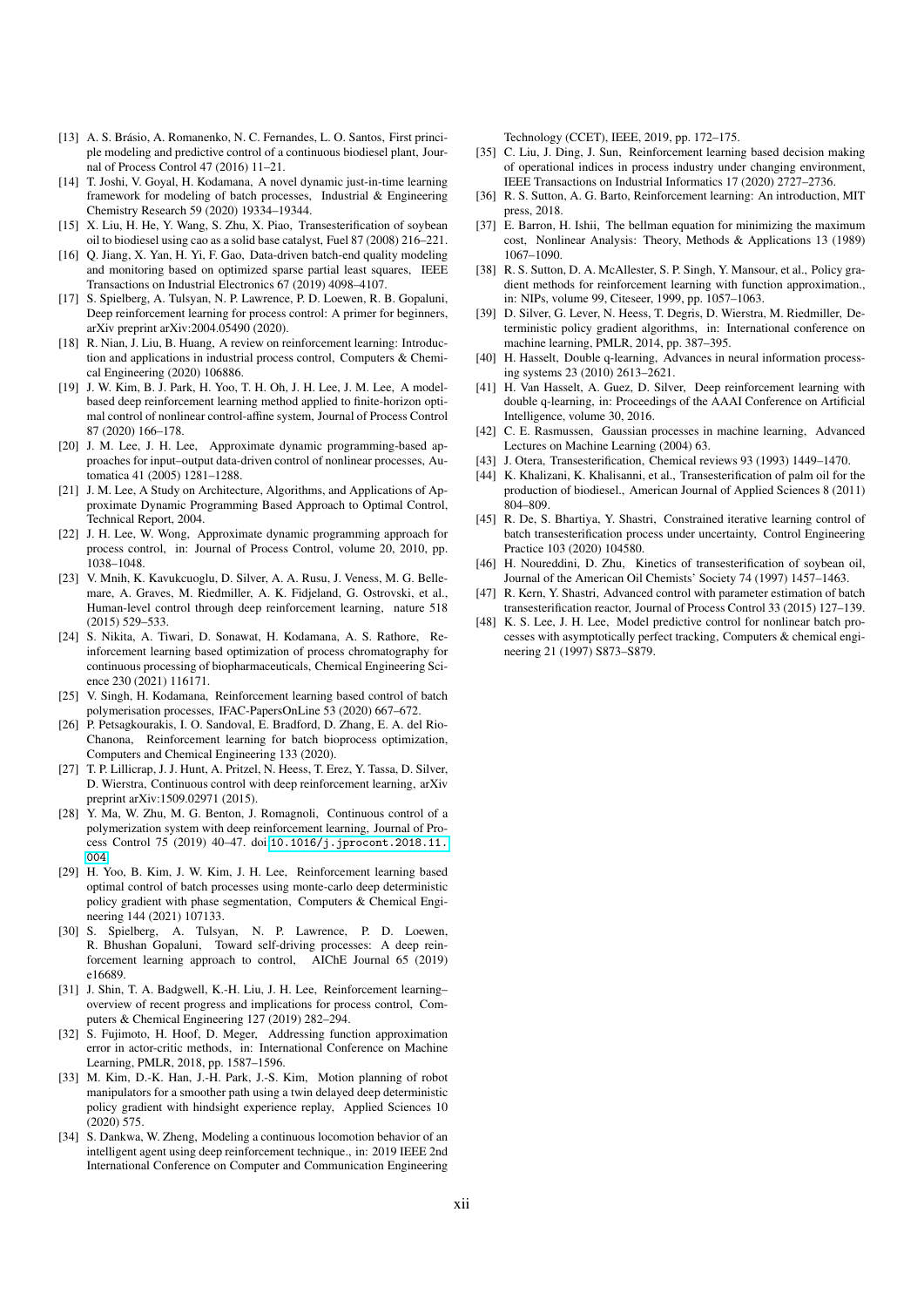[13] A. S. Brásio, A. Romanenko, N. C. Fernandes, L. O. Santos, First principle modeling and predictive control of a continuous biodiesel plant, Journal of Process Control 47 (2016) 11–21.

[14] T. Joshi, V. Goyal, H. Kodamana, A novel dynamic just-in-time learning framework for modeling of batch processes, Industrial & Engineering Chemistry Research 59 (2020) 19334–19344.

[15] X. Liu, H. He, Y. Wang, S. Zhu, X. Piao, Transesterification of soybean oil to biodiesel using cao as a solid base catalyst, Fuel 87 (2008) 216–221.

[16] Q. Jiang, X. Yan, H. Yi, F. Gao, Data-driven batch-end quality modeling and monitoring based on optimized sparse partial least squares, IEEE Transactions on Industrial Electronics 67 (2019) 4098–4107.

[17] S. Spielberg, A. Tulsyan, N. P. Lawrence, P. D. Loewen, R. B. Gopaluni, Deep reinforcement learning for process control: A primer for beginners, arXiv preprint arXiv:2004.05490 (2020).

[18] R. Nian, J. Liu, B. Huang, A review on reinforcement learning: Introduction and applications in industrial process control, Computers & Chemical Engineering (2020) 106886.

[19] J. W. Kim, B. J. Park, H. Yoo, T. H. Oh, J. H. Lee, J. M. Lee, A model-based deep reinforcement learning method applied to finite-horizon optimal control of nonlinear control-affine system, Journal of Process Control 87 (2020) 166–178.

[20] J. M. Lee, J. H. Lee, Approximate dynamic programming-based approaches for input–output data-driven control of nonlinear processes, Automatica 41 (2005) 1281–1288.

[21] J. M. Lee, A Study on Architecture, Algorithms, and Applications of Approximate Dynamic Programming Based Approach to Optimal Control, Technical Report, 2004.

[22] J. H. Lee, W. Wong, Approximate dynamic programming approach for process control, in: Journal of Process Control, volume 20, 2010, pp. 1038–1048.

[23] V. Mnih, K. Kavukcuoglu, D. Silver, A. A. Rusu, J. Veness, M. G. Bellemare, A. Graves, M. Riedmiller, A. K. Fidjeland, G. Ostrovski, et al., Human-level control through deep reinforcement learning, nature 518 (2015) 529–533.

[24] S. Nikita, A. Tiwari, D. Sonawat, H. Kodamana, A. S. Rathore, Reinforcement learning based optimization of process chromatography for continuous processing of biopharmaceuticals, Chemical Engineering Science 230 (2021) 116171.

[25] V. Singh, H. Kodamana, Reinforcement learning based control of batch polymerisation processes, IFAC-PapersOnLine 53 (2020) 667–672.

[26] P. Petsagkourakis, I. O. Sandoval, E. Bradford, D. Zhang, E. A. del Rio-Chanona, Reinforcement learning for batch bioprocess optimization, Computers and Chemical Engineering 133 (2020).

[27] T. P. Lillicrap, J. J. Hunt, A. Pritzel, N. Heess, T. Erez, Y. Tassa, D. Silver, D. Wierstra, Continuous control with deep reinforcement learning, arXiv preprint arXiv:1509.02971 (2015).

[28] Y. Ma, W. Zhu, M. G. Benton, J. Romagnoli, Continuous control of a polymerization system with deep reinforcement learning, Journal of Process Control 75 (2019) 40–47. doi:10.1016/j.jprocont.2018.11.004.

[29] H. Yoo, B. Kim, J. W. Kim, J. H. Lee, Reinforcement learning based optimal control of batch processes using monte-carlo deep deterministic policy gradient with phase segmentation, Computers & Chemical Engineering 144 (2021) 107133.

[30] S. Spielberg, A. Tulsyan, N. P. Lawrence, P. D. Loewen, R. Bhushan Gopaluni, Toward self-driving processes: A deep reinforcement learning approach to control, AIChE Journal 65 (2019) e16689.

[31] J. Shin, T. A. Badgwell, K.-H. Liu, J. H. Lee, Reinforcement learning–overview of recent progress and implications for process control, Computers & Chemical Engineering 127 (2019) 282–294.

[32] S. Fujimoto, H. Hoof, D. Meger, Addressing function approximation error in actor-critic methods, in: International Conference on Machine Learning, PMLR, 2018, pp. 1587–1596.

[33] M. Kim, D.-K. Han, J.-H. Park, J.-S. Kim, Motion planning of robot manipulators for a smoother path using a twin delayed deep deterministic policy gradient with hindsight experience replay, Applied Sciences 10 (2020) 575.

[34] S. Dankwa, W. Zheng, Modeling a continuous locomotion behavior of an intelligent agent using deep reinforcement technique., in: 2019 IEEE 2nd International Conference on Computer and Communication Engineering Technology (CCET), IEEE, 2019, pp. 172–175.

[35] C. Liu, J. Ding, J. Sun, Reinforcement learning based decision making of operational indices in process industry under changing environment, IEEE Transactions on Industrial Informatics 17 (2020) 2727–2736.

[36] R. S. Sutton, A. G. Barto, Reinforcement learning: An introduction, MIT press, 2018.

[37] E. Barron, H. Ishii, The bellman equation for minimizing the maximum cost, Nonlinear Analysis: Theory, Methods & Applications 13 (1989) 1067–1090.

[38] R. S. Sutton, D. A. McAllester, S. P. Singh, Y. Mansour, et al., Policy gradient methods for reinforcement learning with function approximation., in: NIPs, volume 99, Citeseer, 1999, pp. 1057–1063.

[39] D. Silver, G. Lever, N. Heess, T. Degris, D. Wierstra, M. Riedmiller, Deterministic policy gradient algorithms, in: International conference on machine learning, PMLR, 2014, pp. 387–395.

[40] H. Hasselt, Double q-learning, Advances in neural information processing systems 23 (2010) 2613–2621.

[41] H. Van Hasselt, A. Guez, D. Silver, Deep reinforcement learning with double q-learning, in: Proceedings of the AAAI Conference on Artificial Intelligence, volume 30, 2016.

[42] C. E. Rasmussen, Gaussian processes in machine learning, Advanced Lectures on Machine Learning (2004) 63.

[43] J. Otera, Transesterification, Chemical reviews 93 (1993) 1449–1470.

[44] K. Khalizani, K. Khalisanni, et al., Transesterification of palm oil for the production of biodiesel., American Journal of Applied Sciences 8 (2011) 804–809.

[45] R. De, S. Bhartiya, Y. Shastri, Constrained iterative learning control of batch transesterification process under uncertainty, Control Engineering Practice 103 (2020) 104580.

[46] H. Noureddini, D. Zhu, Kinetics of transesterification of soybean oil, Journal of the American Oil Chemists' Society 74 (1997) 1457–1463.

[47] R. Kern, Y. Shastri, Advanced control with parameter estimation of batch transesterification reactor, Journal of Process Control 33 (2015) 127–139.

[48] K. S. Lee, J. H. Lee, Model predictive control for nonlinear batch processes with asymptotically perfect tracking, Computers & chemical engineering 21 (1997) S873–S879.